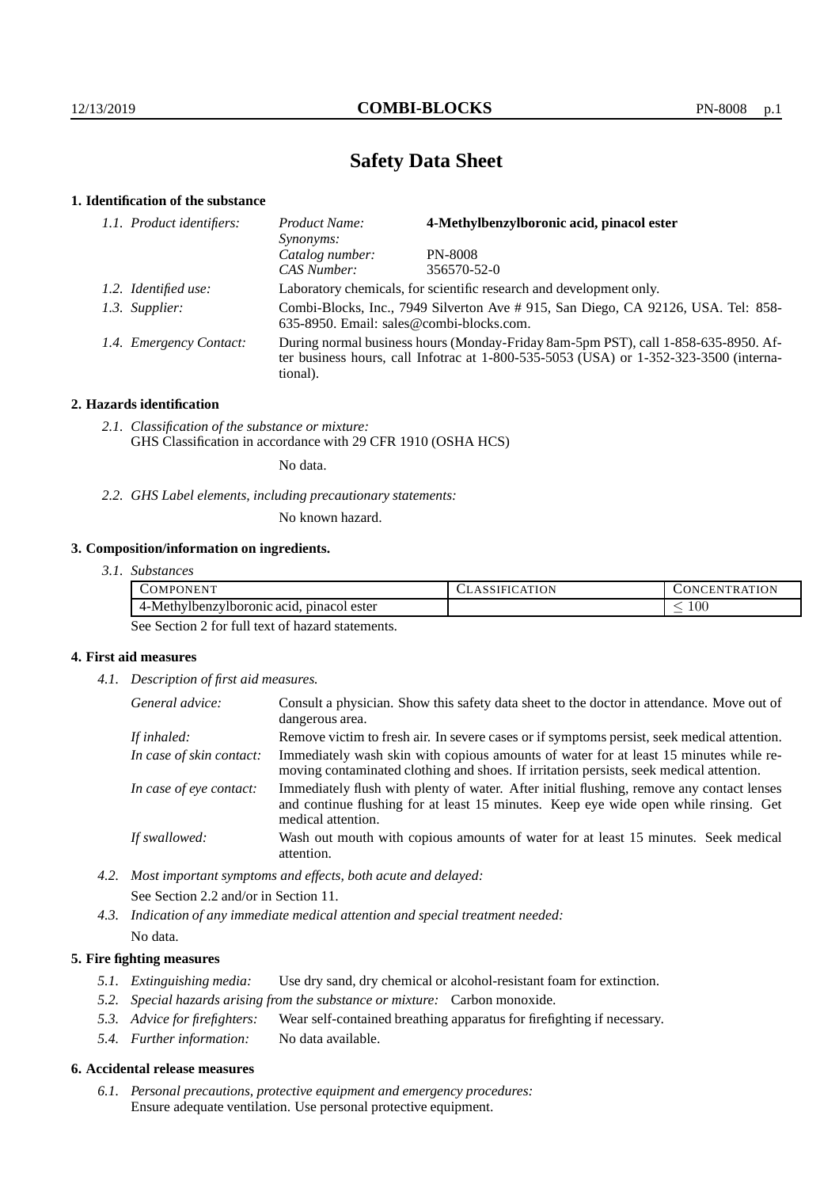# Safety Data Sheet

## 1. Identification of the substance

*1.1. Product identifiers:*

| | |
|---|---|
| *Product Name:* | **4-Methylbenzylboronic acid, pinacol ester** |
| *Synonyms:* | |
| *Catalog number:* | PN-8008 |
| *CAS Number:* | 356570-52-0 |

*1.2. Identified use:* Laboratory chemicals, for scientific research and development only.

*1.3. Supplier:* Combi-Blocks, Inc., 7949 Silverton Ave # 915, San Diego, CA 92126, USA. Tel: 858-635-8950. Email: sales@combi-blocks.com.

*1.4. Emergency Contact:* During normal business hours (Monday-Friday 8am-5pm PST), call 1-858-635-8950. After business hours, call Infotrac at 1-800-535-5053 (USA) or 1-352-323-3500 (international).

## 2. Hazards identification

*2.1. Classification of the substance or mixture:*
GHS Classification in accordance with 29 CFR 1910 (OSHA HCS)

No data.

*2.2. GHS Label elements, including precautionary statements:*

No known hazard.

## 3. Composition/information on ingredients.

*3.1. Substances*

| Component | Classification | Concentration |
|---|---|---|
| 4-Methylbenzylboronic acid, pinacol ester | | $\leq 100$ |

See Section 2 for full text of hazard statements.

## 4. First aid measures

*4.1. Description of first aid measures.*

*General advice:* Consult a physician. Show this safety data sheet to the doctor in attendance. Move out of dangerous area.

*If inhaled:* Remove victim to fresh air. In severe cases or if symptoms persist, seek medical attention.

*In case of skin contact:* Immediately wash skin with copious amounts of water for at least 15 minutes while removing contaminated clothing and shoes. If irritation persists, seek medical attention.

*In case of eye contact:* Immediately flush with plenty of water. After initial flushing, remove any contact lenses and continue flushing for at least 15 minutes. Keep eye wide open while rinsing. Get medical attention.

*If swallowed:* Wash out mouth with copious amounts of water for at least 15 minutes. Seek medical attention.

*4.2. Most important symptoms and effects, both acute and delayed:*
See Section 2.2 and/or in Section 11.

*4.3. Indication of any immediate medical attention and special treatment needed:*
No data.

## 5. Fire fighting measures

*5.1. Extinguishing media:* Use dry sand, dry chemical or alcohol-resistant foam for extinction.

*5.2. Special hazards arising from the substance or mixture:* Carbon monoxide.

*5.3. Advice for firefighters:* Wear self-contained breathing apparatus for firefighting if necessary.

*5.4. Further information:* No data available.

## 6. Accidental release measures

*6.1. Personal precautions, protective equipment and emergency procedures:*
Ensure adequate ventilation. Use personal protective equipment.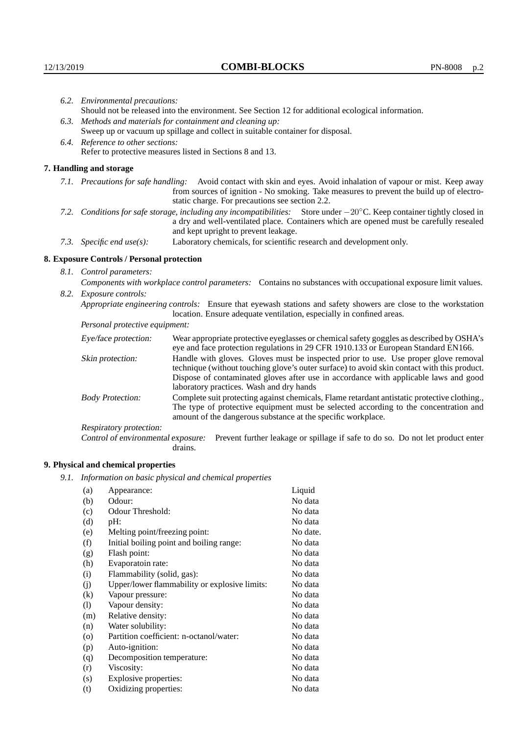*6.2. Environmental precautions:*
Should not be released into the environment. See Section 12 for additional ecological information.

*6.3. Methods and materials for containment and cleaning up:*
Sweep up or vacuum up spillage and collect in suitable container for disposal.

*6.4. Reference to other sections:*
Refer to protective measures listed in Sections 8 and 13.

## 7. Handling and storage

*7.1. Precautions for safe handling:* Avoid contact with skin and eyes. Avoid inhalation of vapour or mist. Keep away from sources of ignition - No smoking. Take measures to prevent the build up of electrostatic charge. For precautions see section 2.2.

*7.2. Conditions for safe storage, including any incompatibilities:* Store under $-20^{\circ}$C. Keep container tightly closed in a dry and well-ventilated place. Containers which are opened must be carefully resealed and kept upright to prevent leakage.

*7.3. Specific end use(s):* Laboratory chemicals, for scientific research and development only.

## 8. Exposure Controls / Personal protection

*8.1. Control parameters:*

*Components with workplace control parameters:* Contains no substances with occupational exposure limit values.

*8.2. Exposure controls:*

*Appropriate engineering controls:* Ensure that eyewash stations and safety showers are close to the workstation location. Ensure adequate ventilation, especially in confined areas.

*Personal protective equipment:*

*Eye/face protection:* Wear appropriate protective eyeglasses or chemical safety goggles as described by OSHA's eye and face protection regulations in 29 CFR 1910.133 or European Standard EN166.

*Skin protection:* Handle with gloves. Gloves must be inspected prior to use. Use proper glove removal technique (without touching glove's outer surface) to avoid skin contact with this product. Dispose of contaminated gloves after use in accordance with applicable laws and good laboratory practices. Wash and dry hands

*Body Protection:* Complete suit protecting against chemicals, Flame retardant antistatic protective clothing., The type of protective equipment must be selected according to the concentration and amount of the dangerous substance at the specific workplace.

*Respiratory protection:*

*Control of environmental exposure:* Prevent further leakage or spillage if safe to do so. Do not let product enter drains.

## 9. Physical and chemical properties

*9.1. Information on basic physical and chemical properties*

| | | |
|---|---|---|
| (a) | Appearance: | Liquid |
| (b) | Odour: | No data |
| (c) | Odour Threshold: | No data |
| (d) | pH: | No data |
| (e) | Melting point/freezing point: | No date. |
| (f) | Initial boiling point and boiling range: | No data |
| (g) | Flash point: | No data |
| (h) | Evaporatoin rate: | No data |
| (i) | Flammability (solid, gas): | No data |
| (j) | Upper/lower flammability or explosive limits: | No data |
| (k) | Vapour pressure: | No data |
| (l) | Vapour density: | No data |
| (m) | Relative density: | No data |
| (n) | Water solubility: | No data |
| (o) | Partition coefficient: n-octanol/water: | No data |
| (p) | Auto-ignition: | No data |
| (q) | Decomposition temperature: | No data |
| (r) | Viscosity: | No data |
| (s) | Explosive properties: | No data |
| (t) | Oxidizing properties: | No data |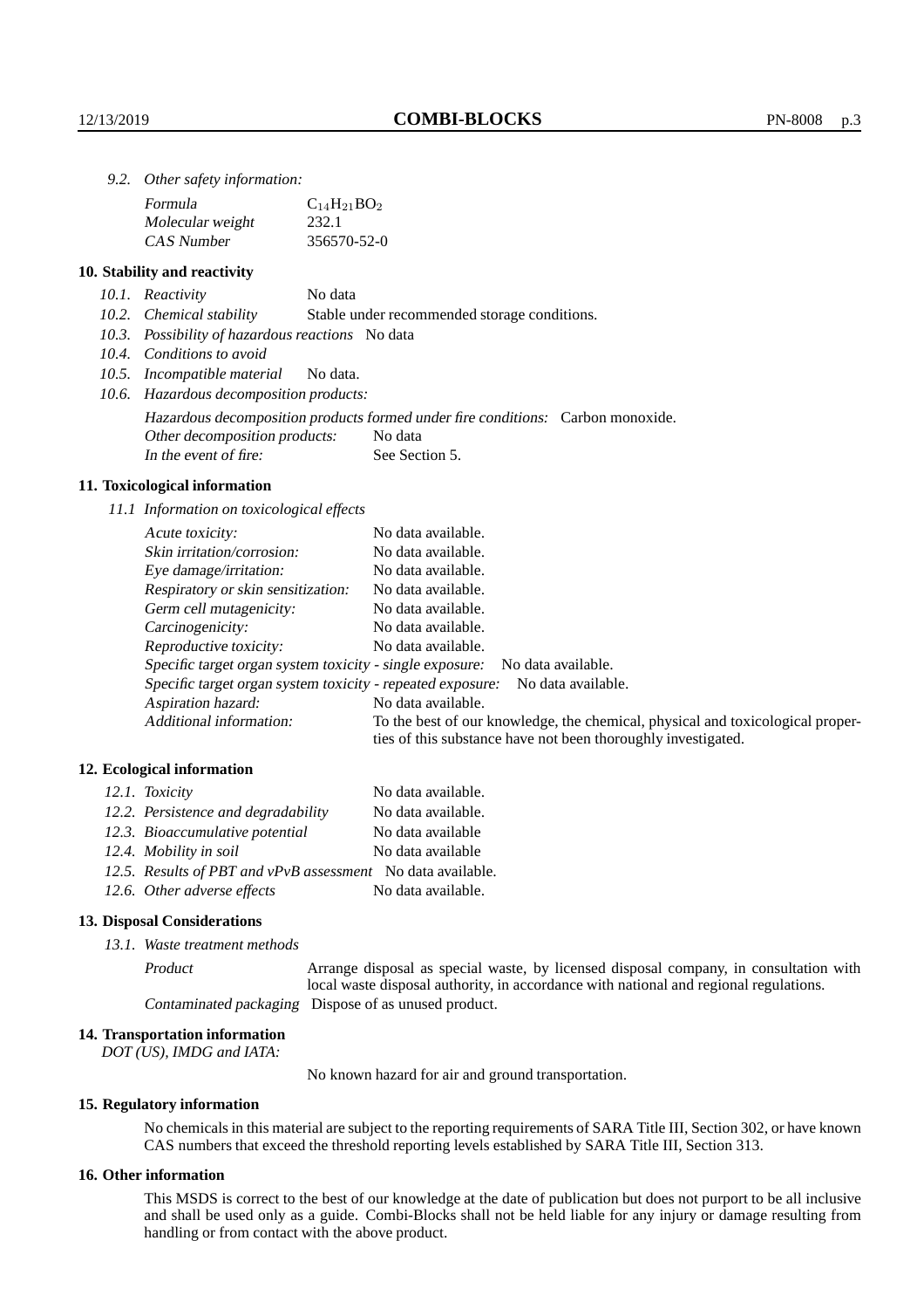*9.2. Other safety information:*

| | |
|---|---|
| *Formula* | $C_{14}H_{21}BO_2$ |
| *Molecular weight* | 232.1 |
| *CAS Number* | 356570-52-0 |

## 10. Stability and reactivity

*10.1. Reactivity* No data

*10.2. Chemical stability* Stable under recommended storage conditions.

*10.3. Possibility of hazardous reactions* No data

*10.4. Conditions to avoid*

*10.5. Incompatible material* No data.

*10.6. Hazardous decomposition products:*

*Hazardous decomposition products formed under fire conditions:* Carbon monoxide.

*Other decomposition products:* No data

*In the event of fire:* See Section 5.

## 11. Toxicological information

*11.1 Information on toxicological effects*

| | |
|---|---|
| *Acute toxicity:* | No data available. |
| *Skin irritation/corrosion:* | No data available. |
| *Eye damage/irritation:* | No data available. |
| *Respiratory or skin sensitization:* | No data available. |
| *Germ cell mutagenicity:* | No data available. |
| *Carcinogenicity:* | No data available. |
| *Reproductive toxicity:* | No data available. |
| *Specific target organ system toxicity - single exposure:* | No data available. |
| *Specific target organ system toxicity - repeated exposure:* | No data available. |
| *Aspiration hazard:* | No data available. |
| *Additional information:* | To the best of our knowledge, the chemical, physical and toxicological properties of this substance have not been thoroughly investigated. |

## 12. Ecological information

| | |
|---|---|
| *12.1. Toxicity* | No data available. |
| *12.2. Persistence and degradability* | No data available. |
| *12.3. Bioaccumulative potential* | No data available |
| *12.4. Mobility in soil* | No data available |
| *12.5. Results of PBT and vPvB assessment* | No data available. |
| *12.6. Other adverse effects* | No data available. |

## 13. Disposal Considerations

*13.1. Waste treatment methods*

*Product* Arrange disposal as special waste, by licensed disposal company, in consultation with local waste disposal authority, in accordance with national and regional regulations.

*Contaminated packaging* Dispose of as unused product.

## 14. Transportation information

*DOT (US), IMDG and IATA:*

No known hazard for air and ground transportation.

## 15. Regulatory information

No chemicals in this material are subject to the reporting requirements of SARA Title III, Section 302, or have known CAS numbers that exceed the threshold reporting levels established by SARA Title III, Section 313.

## 16. Other information

This MSDS is correct to the best of our knowledge at the date of publication but does not purport to be all inclusive and shall be used only as a guide. Combi-Blocks shall not be held liable for any injury or damage resulting from handling or from contact with the above product.